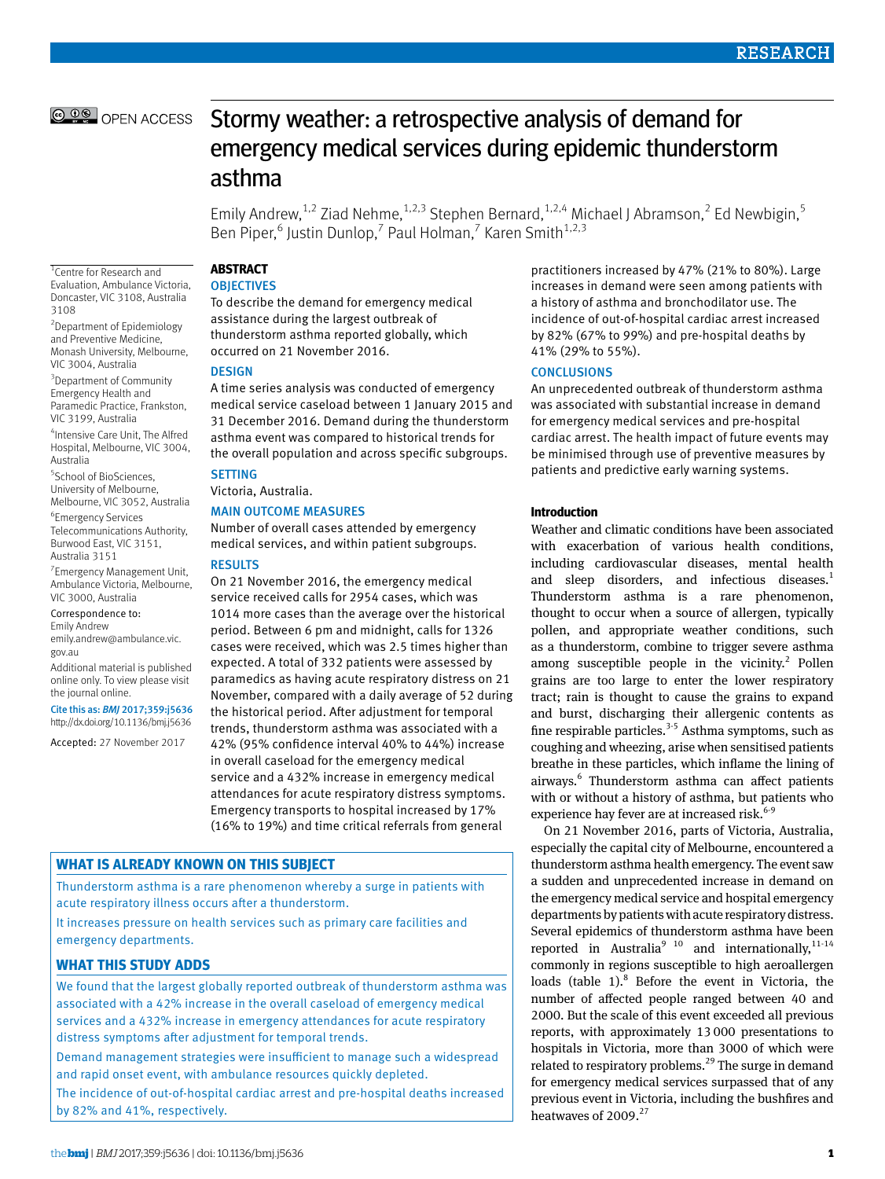# Stormy weather: a retrospective analysis of demand for emergency medical services during epidemic thunderstorm asthma

Emily Andrew,[1,2] Ziad Nehme,[1,2,3] Stephen Bernard,[1,2,4] Michael J Abramson,[2] Ed Newbigin,[5] Ben Piper,[6] Justin Dunlop,[7] Paul Holman,[7] Karen Smith[1,2,3]

[1]Centre for Research and Evaluation, Ambulance Victoria, Doncaster, VIC 3108, Australia 3108

[2]Department of Epidemiology and Preventive Medicine, Monash University, Melbourne, VIC 3004, Australia

[3]Department of Community Emergency Health and Paramedic Practice, Frankston, VIC 3199, Australia

[4]Intensive Care Unit, The Alfred Hospital, Melbourne, VIC 3004, Australia

[5]School of BioSciences, University of Melbourne, Melbourne, VIC 3052, Australia

[6]Emergency Services Telecommunications Authority, Burwood East, VIC 3151, Australia 3151

[7]Emergency Management Unit, Ambulance Victoria, Melbourne, VIC 3000, Australia

Correspondence to: Emily Andrew emily.andrew@ambulance.vic.gov.au

Additional material is published online only. To view please visit the journal online.

Cite this as: *BMJ* 2017;359:j5636 http://dx.doi.org/10.1136/bmj.j5636

Accepted: 27 November 2017

## ABSTRACT

### OBJECTIVES

To describe the demand for emergency medical assistance during the largest outbreak of thunderstorm asthma reported globally, which occurred on 21 November 2016.

### DESIGN

A time series analysis was conducted of emergency medical service caseload between 1 January 2015 and 31 December 2016. Demand during the thunderstorm asthma event was compared to historical trends for the overall population and across specific subgroups.

### SETTING

Victoria, Australia.

### MAIN OUTCOME MEASURES

Number of overall cases attended by emergency medical services, and within patient subgroups.

### RESULTS

On 21 November 2016, the emergency medical service received calls for 2954 cases, which was 1014 more cases than the average over the historical period. Between 6 pm and midnight, calls for 1326 cases were received, which was 2.5 times higher than expected. A total of 332 patients were assessed by paramedics as having acute respiratory distress on 21 November, compared with a daily average of 52 during the historical period. After adjustment for temporal trends, thunderstorm asthma was associated with a 42% (95% confidence interval 40% to 44%) increase in overall caseload for the emergency medical service and a 432% increase in emergency medical attendances for acute respiratory distress symptoms. Emergency transports to hospital increased by 17% (16% to 19%) and time critical referrals from general practitioners increased by 47% (21% to 80%). Large increases in demand were seen among patients with a history of asthma and bronchodilator use. The incidence of out-of-hospital cardiac arrest increased by 82% (67% to 99%) and pre-hospital deaths by 41% (29% to 55%).

### CONCLUSIONS

An unprecedented outbreak of thunderstorm asthma was associated with substantial increase in demand for emergency medical services and pre-hospital cardiac arrest. The health impact of future events may be minimised through use of preventive measures by patients and predictive early warning systems.

### WHAT IS ALREADY KNOWN ON THIS SUBJECT

Thunderstorm asthma is a rare phenomenon whereby a surge in patients with acute respiratory illness occurs after a thunderstorm.

It increases pressure on health services such as primary care facilities and emergency departments.

### WHAT THIS STUDY ADDS

We found that the largest globally reported outbreak of thunderstorm asthma was associated with a 42% increase in the overall caseload of emergency medical services and a 432% increase in emergency attendances for acute respiratory distress symptoms after adjustment for temporal trends.

Demand management strategies were insufficient to manage such a widespread and rapid onset event, with ambulance resources quickly depleted.

The incidence of out-of-hospital cardiac arrest and pre-hospital deaths increased by 82% and 41%, respectively.

## Introduction

Weather and climatic conditions have been associated with exacerbation of various health conditions, including cardiovascular diseases, mental health and sleep disorders, and infectious diseases.[1] Thunderstorm asthma is a rare phenomenon, thought to occur when a source of allergen, typically pollen, and appropriate weather conditions, such as a thunderstorm, combine to trigger severe asthma among susceptible people in the vicinity.[2] Pollen grains are too large to enter the lower respiratory tract; rain is thought to cause the grains to expand and burst, discharging their allergenic contents as fine respirable particles.[3-5] Asthma symptoms, such as coughing and wheezing, arise when sensitised patients breathe in these particles, which inflame the lining of airways.[6] Thunderstorm asthma can affect patients with or without a history of asthma, but patients who experience hay fever are at increased risk.[6-9]

On 21 November 2016, parts of Victoria, Australia, especially the capital city of Melbourne, encountered a thunderstorm asthma health emergency. The event saw a sudden and unprecedented increase in demand on the emergency medical service and hospital emergency departments by patients with acute respiratory distress. Several epidemics of thunderstorm asthma have been reported in Australia[9 10] and internationally,[11-14] commonly in regions susceptible to high aeroallergen loads (table 1).[8] Before the event in Victoria, the number of affected people ranged between 40 and 2000. But the scale of this event exceeded all previous reports, with approximately 13 000 presentations to hospitals in Victoria, more than 3000 of which were related to respiratory problems.[29] The surge in demand for emergency medical services surpassed that of any previous event in Victoria, including the bushfires and heatwaves of 2009.[27]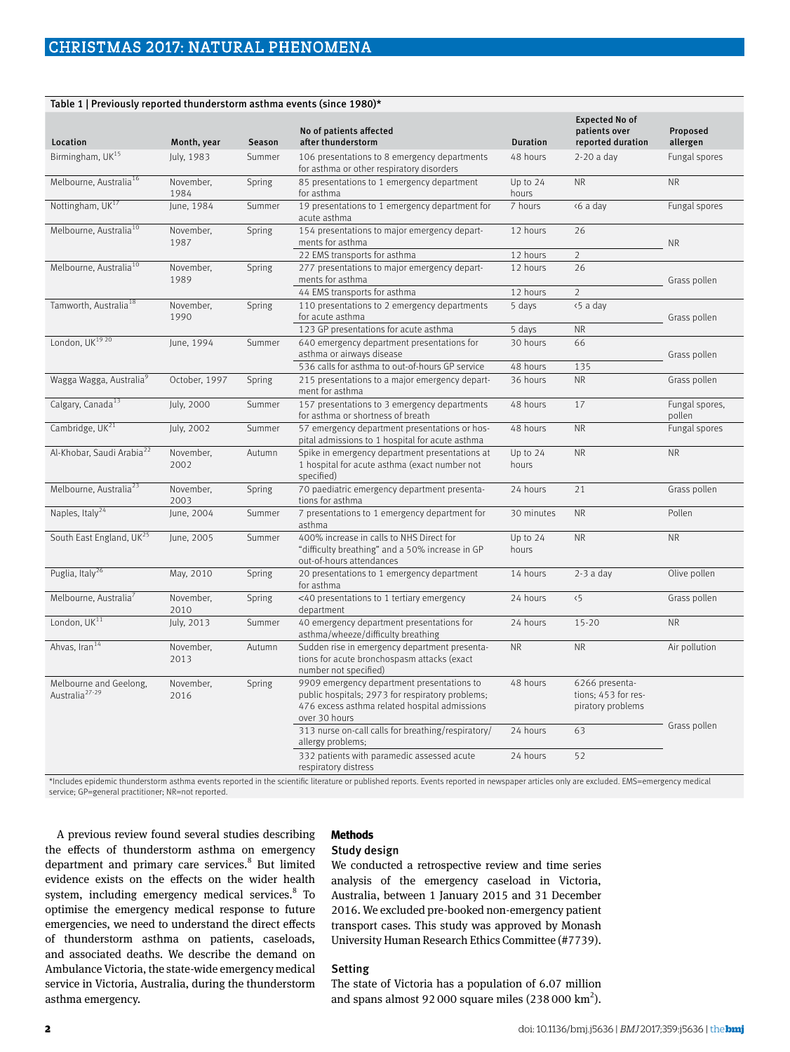**Table 1 | Previously reported thunderstorm asthma events (since 1980)***

| Location | Month, year | Season | No of patients affected after thunderstorm | Duration | Expected No of patients over reported duration | Proposed allergen |
|---|---|---|---|---|---|---|
| Birmingham, UK[15] | July, 1983 | Summer | 106 presentations to 8 emergency departments for asthma or other respiratory disorders | 48 hours | 2-20 a day | Fungal spores |
| Melbourne, Australia[16] | November, 1984 | Spring | 85 presentations to 1 emergency department for asthma | Up to 24 hours | NR | NR |
| Nottingham, UK[17] | June, 1984 | Summer | 19 presentations to 1 emergency department for acute asthma | 7 hours | <6 a day | Fungal spores |
| Melbourne, Australia[10] | November, 1987 | Spring | 154 presentations to major emergency departments for asthma | 12 hours | 26 | NR |
| | | | 22 EMS transports for asthma | 12 hours | 2 | |
| Melbourne, Australia[10] | November, 1989 | Spring | 277 presentations to major emergency departments for asthma | 12 hours | 26 | Grass pollen |
| | | | 44 EMS transports for asthma | 12 hours | 2 | |
| Tamworth, Australia[18] | November, 1990 | Spring | 110 presentations to 2 emergency departments for acute asthma | 5 days | <5 a day | Grass pollen |
| | | | 123 GP presentations for acute asthma | 5 days | NR | |
| London, UK[19 20] | June, 1994 | Summer | 640 emergency department presentations for asthma or airways disease | 30 hours | 66 | Grass pollen |
| | | | 536 calls for asthma to out-of-hours GP service | 48 hours | 135 | |
| Wagga Wagga, Australia[9] | October, 1997 | Spring | 215 presentations to a major emergency department for asthma | 36 hours | NR | Grass pollen |
| Calgary, Canada[13] | July, 2000 | Summer | 157 presentations to 3 emergency departments for asthma or shortness of breath | 48 hours | 17 | Fungal spores, pollen |
| Cambridge, UK[21] | July, 2002 | Summer | 57 emergency department presentations or hospital admissions to 1 hospital for acute asthma | 48 hours | NR | Fungal spores |
| Al-Khobar, Saudi Arabia[22] | November, 2002 | Autumn | Spike in emergency department presentations at 1 hospital for acute asthma (exact number not specified) | Up to 24 hours | NR | NR |
| Melbourne, Australia[23] | November, 2003 | Spring | 70 paediatric emergency department presentations for asthma | 24 hours | 21 | Grass pollen |
| Naples, Italy[24] | June, 2004 | Summer | 7 presentations to 1 emergency department for asthma | 30 minutes | NR | Pollen |
| South East England, UK[25] | June, 2005 | Summer | 400% increase in calls to NHS Direct for "difficulty breathing" and a 50% increase in GP out-of-hours attendances | Up to 24 hours | NR | NR |
| Puglia, Italy[26] | May, 2010 | Spring | 20 presentations to 1 emergency department for asthma | 14 hours | 2-3 a day | Olive pollen |
| Melbourne, Australia[7] | November, 2010 | Spring | <40 presentations to 1 tertiary emergency department | 24 hours | <5 | Grass pollen |
| London, UK[11] | July, 2013 | Summer | 40 emergency department presentations for asthma/wheeze/difficulty breathing | 24 hours | 15-20 | NR |
| Ahvas, Iran[14] | November, 2013 | Autumn | Sudden rise in emergency department presentations for acute bronchospasm attacks (exact number not specified) | NR | NR | Air pollution |
| Melbourne and Geelong, Australia[27-29] | November, 2016 | Spring | 9909 emergency department presentations to public hospitals; 2973 for respiratory problems; 476 excess asthma related hospital admissions over 30 hours | 48 hours | 6266 presentations; 453 for respiratory problems | Grass pollen |
| | | | 313 nurse on-call calls for breathing/respiratory/allergy problems; | 24 hours | 63 | |
| | | | 332 patients with paramedic assessed acute respiratory distress | 24 hours | 52 | |

*Includes epidemic thunderstorm asthma events reported in the scientific literature or published reports. Events reported in newspaper articles only are excluded. EMS=emergency medical service; GP=general practitioner; NR=not reported.

A previous review found several studies describing the effects of thunderstorm asthma on emergency department and primary care services.[8] But limited evidence exists on the effects on the wider health system, including emergency medical services.[8] To optimise the emergency medical response to future emergencies, we need to understand the direct effects of thunderstorm asthma on patients, caseloads, and associated deaths. We describe the demand on Ambulance Victoria, the state-wide emergency medical service in Victoria, Australia, during the thunderstorm asthma emergency.

## Methods

### Study design

We conducted a retrospective review and time series analysis of the emergency caseload in Victoria, Australia, between 1 January 2015 and 31 December 2016. We excluded pre-booked non-emergency patient transport cases. This study was approved by Monash University Human Research Ethics Committee (#7739).

### Setting

The state of Victoria has a population of 6.07 million and spans almost 92 000 square miles (238 000 km$^2$).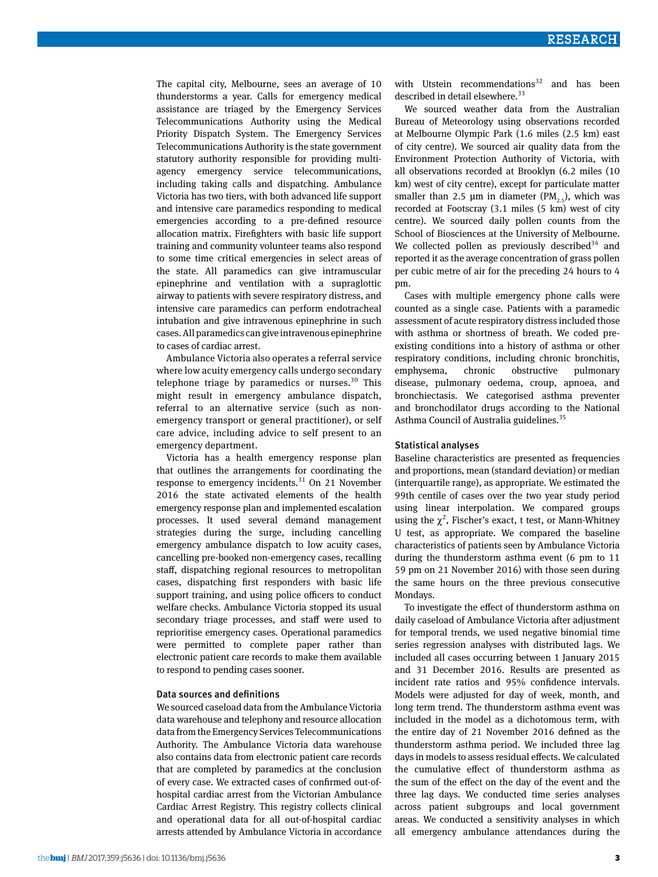The capital city, Melbourne, sees an average of 10 thunderstorms a year. Calls for emergency medical assistance are triaged by the Emergency Services Telecommunications Authority using the Medical Priority Dispatch System. The Emergency Services Telecommunications Authority is the state government statutory authority responsible for providing multi-agency emergency service telecommunications, including taking calls and dispatching. Ambulance Victoria has two tiers, with both advanced life support and intensive care paramedics responding to medical emergencies according to a pre-defined resource allocation matrix. Firefighters with basic life support training and community volunteer teams also respond to some time critical emergencies in select areas of the state. All paramedics can give intramuscular epinephrine and ventilation with a supraglottic airway to patients with severe respiratory distress, and intensive care paramedics can perform endotracheal intubation and give intravenous epinephrine in such cases. All paramedics can give intravenous epinephrine to cases of cardiac arrest.

Ambulance Victoria also operates a referral service where low acuity emergency calls undergo secondary telephone triage by paramedics or nurses.[30] This might result in emergency ambulance dispatch, referral to an alternative service (such as non-emergency transport or general practitioner), or self care advice, including advice to self present to an emergency department.

Victoria has a health emergency response plan that outlines the arrangements for coordinating the response to emergency incidents.[31] On 21 November 2016 the state activated elements of the health emergency response plan and implemented escalation processes. It used several demand management strategies during the surge, including cancelling emergency ambulance dispatch to low acuity cases, cancelling pre-booked non-emergency cases, recalling staff, dispatching regional resources to metropolitan cases, dispatching first responders with basic life support training, and using police officers to conduct welfare checks. Ambulance Victoria stopped its usual secondary triage processes, and staff were used to reprioritise emergency cases. Operational paramedics were permitted to complete paper rather than electronic patient care records to make them available to respond to pending cases sooner.

### Data sources and definitions

We sourced caseload data from the Ambulance Victoria data warehouse and telephony and resource allocation data from the Emergency Services Telecommunications Authority. The Ambulance Victoria data warehouse also contains data from electronic patient care records that are completed by paramedics at the conclusion of every case. We extracted cases of confirmed out-of-hospital cardiac arrest from the Victorian Ambulance Cardiac Arrest Registry. This registry collects clinical and operational data for all out-of-hospital cardiac arrests attended by Ambulance Victoria in accordance with Utstein recommendations[32] and has been described in detail elsewhere.[33]

We sourced weather data from the Australian Bureau of Meteorology using observations recorded at Melbourne Olympic Park (1.6 miles (2.5 km) east of city centre). We sourced air quality data from the Environment Protection Authority of Victoria, with all observations recorded at Brooklyn (6.2 miles (10 km) west of city centre), except for particulate matter smaller than 2.5 µm in diameter ($PM_{2.5}$), which was recorded at Footscray (3.1 miles (5 km) west of city centre). We sourced daily pollen counts from the School of Biosciences at the University of Melbourne. We collected pollen as previously described[34] and reported it as the average concentration of grass pollen per cubic metre of air for the preceding 24 hours to 4 pm.

Cases with multiple emergency phone calls were counted as a single case. Patients with a paramedic assessment of acute respiratory distress included those with asthma or shortness of breath. We coded pre-existing conditions into a history of asthma or other respiratory conditions, including chronic bronchitis, emphysema, chronic obstructive pulmonary disease, pulmonary oedema, croup, apnoea, and bronchiectasis. We categorised asthma preventer and bronchodilator drugs according to the National Asthma Council of Australia guidelines.[35]

### Statistical analyses

Baseline characteristics are presented as frequencies and proportions, mean (standard deviation) or median (interquartile range), as appropriate. We estimated the 99th centile of cases over the two year study period using linear interpolation. We compared groups using the $\chi^2$, Fischer's exact, t test, or Mann-Whitney U test, as appropriate. We compared the baseline characteristics of patients seen by Ambulance Victoria during the thunderstorm asthma event (6 pm to 11 59 pm on 21 November 2016) with those seen during the same hours on the three previous consecutive Mondays.

To investigate the effect of thunderstorm asthma on daily caseload of Ambulance Victoria after adjustment for temporal trends, we used negative binomial time series regression analyses with distributed lags. We included all cases occurring between 1 January 2015 and 31 December 2016. Results are presented as incident rate ratios and 95% confidence intervals. Models were adjusted for day of week, month, and long term trend. The thunderstorm asthma event was included in the model as a dichotomous term, with the entire day of 21 November 2016 defined as the thunderstorm asthma period. We included three lag days in models to assess residual effects. We calculated the cumulative effect of thunderstorm asthma as the sum of the effect on the day of the event and the three lag days. We conducted time series analyses across patient subgroups and local government areas. We conducted a sensitivity analyses in which all emergency ambulance attendances during the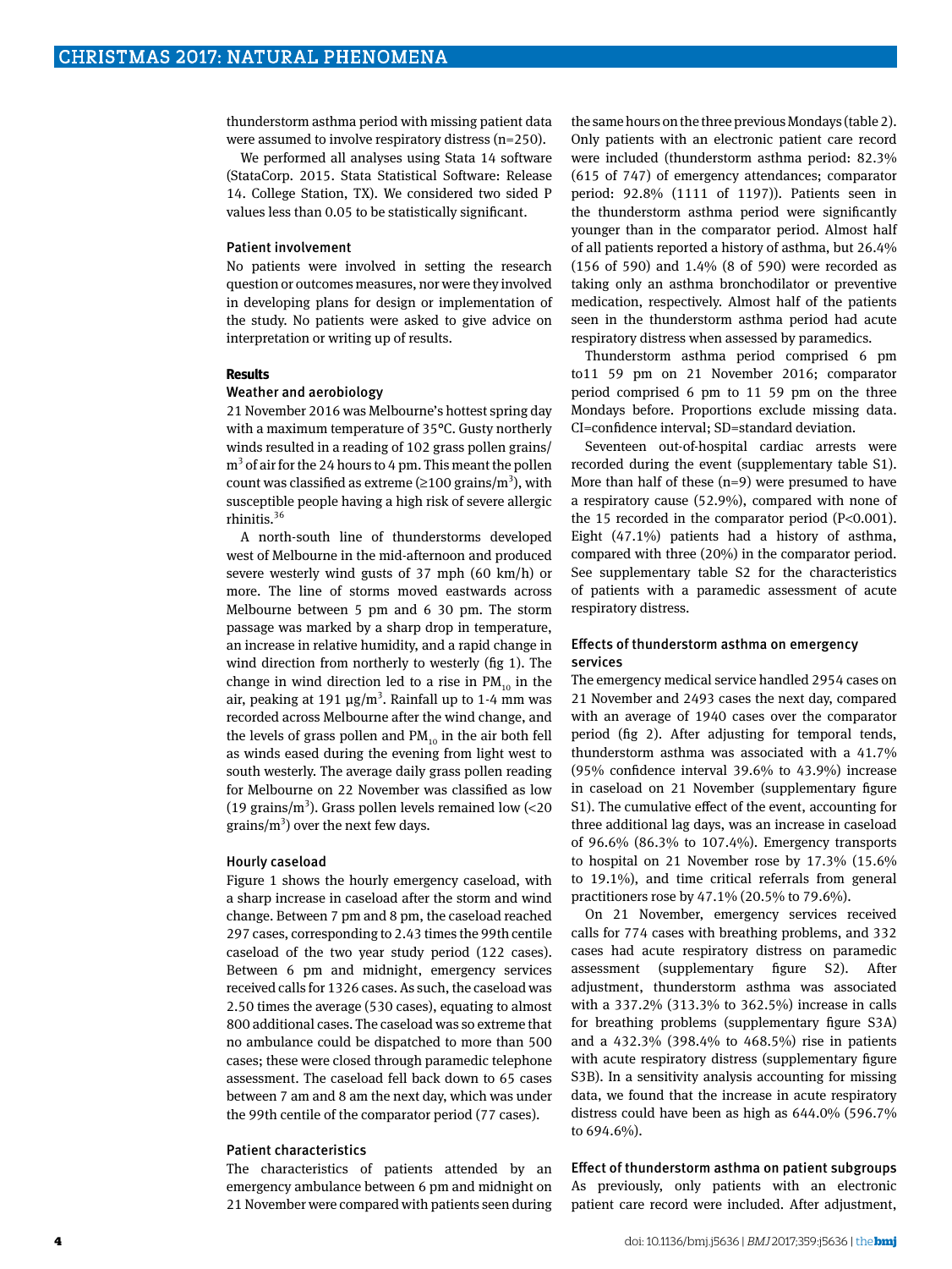thunderstorm asthma period with missing patient data were assumed to involve respiratory distress (n=250).

We performed all analyses using Stata 14 software (StataCorp. 2015. Stata Statistical Software: Release 14. College Station, TX). We considered two sided P values less than 0.05 to be statistically significant.

### Patient involvement

No patients were involved in setting the research question or outcomes measures, nor were they involved in developing plans for design or implementation of the study. No patients were asked to give advice on interpretation or writing up of results.

## Results

### Weather and aerobiology

21 November 2016 was Melbourne's hottest spring day with a maximum temperature of 35°C. Gusty northerly winds resulted in a reading of 102 grass pollen grains/$m^3$ of air for the 24 hours to 4 pm. This meant the pollen count was classified as extreme (≥100 grains/$m^3$), with susceptible people having a high risk of severe allergic rhinitis.[36]

A north-south line of thunderstorms developed west of Melbourne in the mid-afternoon and produced severe westerly wind gusts of 37 mph (60 km/h) or more. The line of storms moved eastwards across Melbourne between 5 pm and 6 30 pm. The storm passage was marked by a sharp drop in temperature, an increase in relative humidity, and a rapid change in wind direction from northerly to westerly (fig 1). The change in wind direction led to a rise in $PM_{10}$ in the air, peaking at 191 µg/$m^3$. Rainfall up to 1-4 mm was recorded across Melbourne after the wind change, and the levels of grass pollen and $PM_{10}$ in the air both fell as winds eased during the evening from light west to south westerly. The average daily grass pollen reading for Melbourne on 22 November was classified as low (19 grains/$m^3$). Grass pollen levels remained low (<20 grains/$m^3$) over the next few days.

### Hourly caseload

Figure 1 shows the hourly emergency caseload, with a sharp increase in caseload after the storm and wind change. Between 7 pm and 8 pm, the caseload reached 297 cases, corresponding to 2.43 times the 99th centile caseload of the two year study period (122 cases). Between 6 pm and midnight, emergency services received calls for 1326 cases. As such, the caseload was 2.50 times the average (530 cases), equating to almost 800 additional cases. The caseload was so extreme that no ambulance could be dispatched to more than 500 cases; these were closed through paramedic telephone assessment. The caseload fell back down to 65 cases between 7 am and 8 am the next day, which was under the 99th centile of the comparator period (77 cases).

### Patient characteristics

The characteristics of patients attended by an emergency ambulance between 6 pm and midnight on 21 November were compared with patients seen during the same hours on the three previous Mondays (table 2). Only patients with an electronic patient care record were included (thunderstorm asthma period: 82.3% (615 of 747) of emergency attendances; comparator period: 92.8% (1111 of 1197)). Patients seen in the thunderstorm asthma period were significantly younger than in the comparator period. Almost half of all patients reported a history of asthma, but 26.4% (156 of 590) and 1.4% (8 of 590) were recorded as taking only an asthma bronchodilator or preventive medication, respectively. Almost half of the patients seen in the thunderstorm asthma period had acute respiratory distress when assessed by paramedics.

Thunderstorm asthma period comprised 6 pm to11 59 pm on 21 November 2016; comparator period comprised 6 pm to 11 59 pm on the three Mondays before. Proportions exclude missing data. CI=confidence interval; SD=standard deviation.

Seventeen out-of-hospital cardiac arrests were recorded during the event (supplementary table S1). More than half of these (n=9) were presumed to have a respiratory cause (52.9%), compared with none of the 15 recorded in the comparator period (P<0.001). Eight (47.1%) patients had a history of asthma, compared with three (20%) in the comparator period. See supplementary table S2 for the characteristics of patients with a paramedic assessment of acute respiratory distress.

### Effects of thunderstorm asthma on emergency services

The emergency medical service handled 2954 cases on 21 November and 2493 cases the next day, compared with an average of 1940 cases over the comparator period (fig 2). After adjusting for temporal tends, thunderstorm asthma was associated with a 41.7% (95% confidence interval 39.6% to 43.9%) increase in caseload on 21 November (supplementary figure S1). The cumulative effect of the event, accounting for three additional lag days, was an increase in caseload of 96.6% (86.3% to 107.4%). Emergency transports to hospital on 21 November rose by 17.3% (15.6% to 19.1%), and time critical referrals from general practitioners rose by 47.1% (20.5% to 79.6%).

On 21 November, emergency services received calls for 774 cases with breathing problems, and 332 cases had acute respiratory distress on paramedic assessment (supplementary figure S2). After adjustment, thunderstorm asthma was associated with a 337.2% (313.3% to 362.5%) increase in calls for breathing problems (supplementary figure S3A) and a 432.3% (398.4% to 468.5%) rise in patients with acute respiratory distress (supplementary figure S3B). In a sensitivity analysis accounting for missing data, we found that the increase in acute respiratory distress could have been as high as 644.0% (596.7% to 694.6%).

### Effect of thunderstorm asthma on patient subgroups

As previously, only patients with an electronic patient care record were included. After adjustment,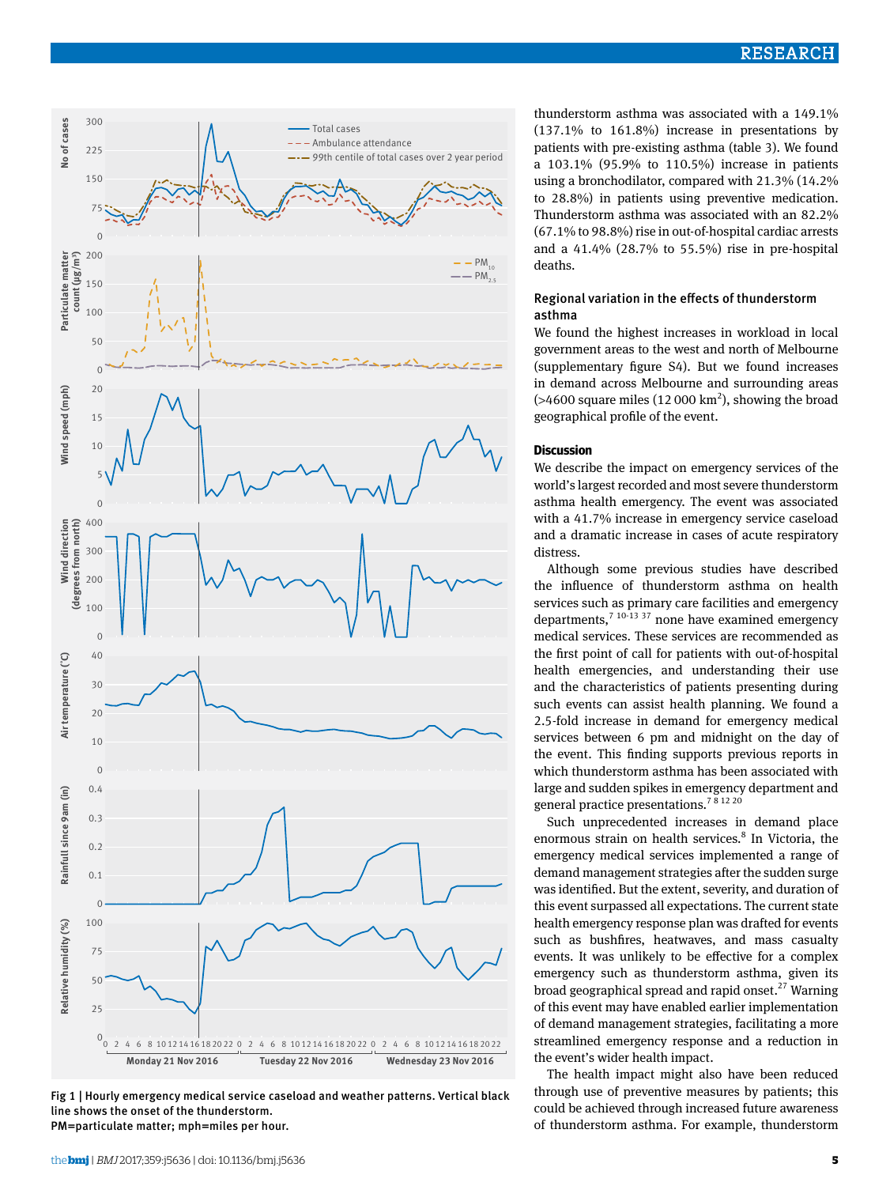Fig 1 | Hourly emergency medical service caseload and weather patterns. Vertical black line shows the onset of the thunderstorm.
PM=particulate matter; mph=miles per hour.

thunderstorm asthma was associated with a 149.1% (137.1% to 161.8%) increase in presentations by patients with pre-existing asthma (table 3). We found a 103.1% (95.9% to 110.5%) increase in patients using a bronchodilator, compared with 21.3% (14.2% to 28.8%) in patients using preventive medication. Thunderstorm asthma was associated with an 82.2% (67.1% to 98.8%) rise in out-of-hospital cardiac arrests and a 41.4% (28.7% to 55.5%) rise in pre-hospital deaths.

### Regional variation in the effects of thunderstorm asthma

We found the highest increases in workload in local government areas to the west and north of Melbourne (supplementary figure S4). But we found increases in demand across Melbourne and surrounding areas (>4600 square miles (12 000 km$^2$), showing the broad geographical profile of the event.

## Discussion

We describe the impact on emergency services of the world's largest recorded and most severe thunderstorm asthma health emergency. The event was associated with a 41.7% increase in emergency service caseload and a dramatic increase in cases of acute respiratory distress.

Although some previous studies have described the influence of thunderstorm asthma on health services such as primary care facilities and emergency departments,[7 10-13 37] none have examined emergency medical services. These services are recommended as the first point of call for patients with out-of-hospital health emergencies, and understanding their use and the characteristics of patients presenting during such events can assist health planning. We found a 2.5-fold increase in demand for emergency medical services between 6 pm and midnight on the day of the event. This finding supports previous reports in which thunderstorm asthma has been associated with large and sudden spikes in emergency department and general practice presentations.[7 8 12 20]

Such unprecedented increases in demand place enormous strain on health services.[8] In Victoria, the emergency medical services implemented a range of demand management strategies after the sudden surge was identified. But the extent, severity, and duration of this event surpassed all expectations. The current state health emergency response plan was drafted for events such as bushfires, heatwaves, and mass casualty events. It was unlikely to be effective for a complex emergency such as thunderstorm asthma, given its broad geographical spread and rapid onset.[27] Warning of this event may have enabled earlier implementation of demand management strategies, facilitating a more streamlined emergency response and a reduction in the event's wider health impact.

The health impact might also have been reduced through use of preventive measures by patients; this could be achieved through increased future awareness of thunderstorm asthma. For example, thunderstorm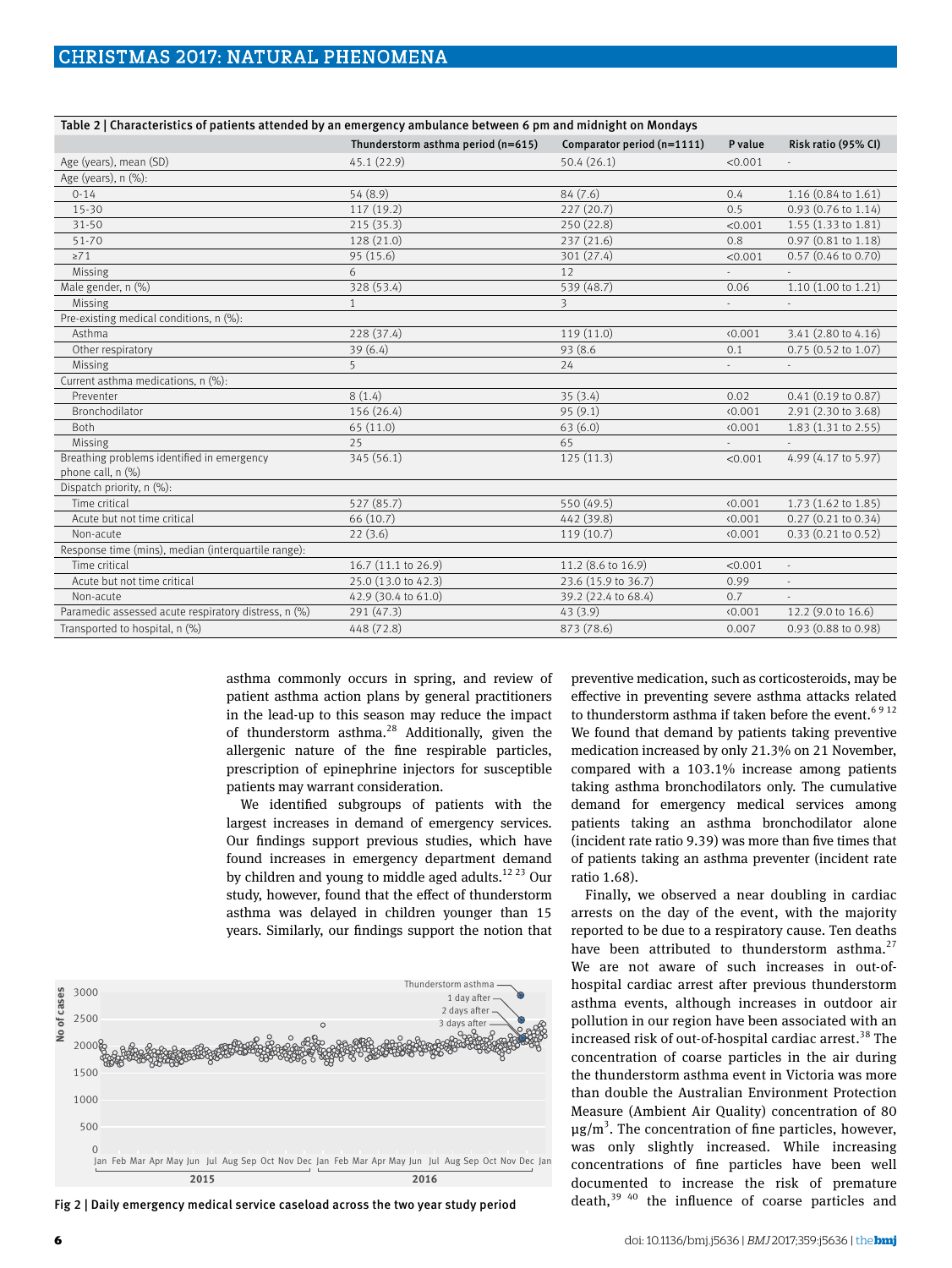Table 2 | Characteristics of patients attended by an emergency ambulance between 6 pm and midnight on Mondays

| | Thunderstorm asthma period (n=615) | Comparator period (n=1111) | P value | Risk ratio (95% CI) |
|---|---|---|---|---|
| Age (years), mean (SD) | 45.1 (22.9) | 50.4 (26.1) | <0.001 | - |
| Age (years), n (%): | | | | |
| 0-14 | 54 (8.9) | 84 (7.6) | 0.4 | 1.16 (0.84 to 1.61) |
| 15-30 | 117 (19.2) | 227 (20.7) | 0.5 | 0.93 (0.76 to 1.14) |
| 31-50 | 215 (35.3) | 250 (22.8) | <0.001 | 1.55 (1.33 to 1.81) |
| 51-70 | 128 (21.0) | 237 (21.6) | 0.8 | 0.97 (0.81 to 1.18) |
| ≥71 | 95 (15.6) | 301 (27.4) | <0.001 | 0.57 (0.46 to 0.70) |
| Missing | 6 | 12 | - | - |
| Male gender, n (%) | 328 (53.4) | 539 (48.7) | 0.06 | 1.10 (1.00 to 1.21) |
| Missing | 1 | 3 | - | - |
| Pre-existing medical conditions, n (%): | | | | |
| Asthma | 228 (37.4) | 119 (11.0) | <0.001 | 3.41 (2.80 to 4.16) |
| Other respiratory | 39 (6.4) | 93 (8.6 | 0.1 | 0.75 (0.52 to 1.07) |
| Missing | 5 | 24 | - | - |
| Current asthma medications, n (%): | | | | |
| Preventer | 8 (1.4) | 35 (3.4) | 0.02 | 0.41 (0.19 to 0.87) |
| Bronchodilator | 156 (26.4) | 95 (9.1) | <0.001 | 2.91 (2.30 to 3.68) |
| Both | 65 (11.0) | 63 (6.0) | <0.001 | 1.83 (1.31 to 2.55) |
| Missing | 25 | 65 | - | - |
| Breathing problems identified in emergency phone call, n (%) | 345 (56.1) | 125 (11.3) | <0.001 | 4.99 (4.17 to 5.97) |
| Dispatch priority, n (%): | | | | |
| Time critical | 527 (85.7) | 550 (49.5) | <0.001 | 1.73 (1.62 to 1.85) |
| Acute but not time critical | 66 (10.7) | 442 (39.8) | <0.001 | 0.27 (0.21 to 0.34) |
| Non-acute | 22 (3.6) | 119 (10.7) | <0.001 | 0.33 (0.21 to 0.52) |
| Response time (mins), median (interquartile range): | | | | |
| Time critical | 16.7 (11.1 to 26.9) | 11.2 (8.6 to 16.9) | <0.001 | - |
| Acute but not time critical | 25.0 (13.0 to 42.3) | 23.6 (15.9 to 36.7) | 0.99 | - |
| Non-acute | 42.9 (30.4 to 61.0) | 39.2 (22.4 to 68.4) | 0.7 | - |
| Paramedic assessed acute respiratory distress, n (%) | 291 (47.3) | 43 (3.9) | <0.001 | 12.2 (9.0 to 16.6) |
| Transported to hospital, n (%) | 448 (72.8) | 873 (78.6) | 0.007 | 0.93 (0.88 to 0.98) |

asthma commonly occurs in spring, and review of patient asthma action plans by general practitioners in the lead-up to this season may reduce the impact of thunderstorm asthma.[28] Additionally, given the allergenic nature of the fine respirable particles, prescription of epinephrine injectors for susceptible patients may warrant consideration.

We identified subgroups of patients with the largest increases in demand of emergency services. Our findings support previous studies, which have found increases in emergency department demand by children and young to middle aged adults.[12 23] Our study, however, found that the effect of thunderstorm asthma was delayed in children younger than 15 years. Similarly, our findings support the notion that preventive medication, such as corticosteroids, may be effective in preventing severe asthma attacks related to thunderstorm asthma if taken before the event.[6 9 12] We found that demand by patients taking preventive medication increased by only 21.3% on 21 November, compared with a 103.1% increase among patients taking asthma bronchodilators only. The cumulative demand for emergency medical services among patients taking an asthma bronchodilator alone (incident rate ratio 9.39) was more than five times that of patients taking an asthma preventer (incident rate ratio 1.68).

Finally, we observed a near doubling in cardiac arrests on the day of the event, with the majority reported to be due to a respiratory cause. Ten deaths have been attributed to thunderstorm asthma.[27] We are not aware of such increases in out-of-hospital cardiac arrest after previous thunderstorm asthma events, although increases in outdoor air pollution in our region have been associated with an increased risk of out-of-hospital cardiac arrest.[38] The concentration of coarse particles in the air during the thunderstorm asthma event in Victoria was more than double the Australian Environment Protection Measure (Ambient Air Quality) concentration of 80 µg/m$^3$. The concentration of fine particles, however, was only slightly increased. While increasing concentrations of fine particles have been well documented to increase the risk of premature death,[39 40] the influence of coarse particles and

Fig 2 | Daily emergency medical service caseload across the two year study period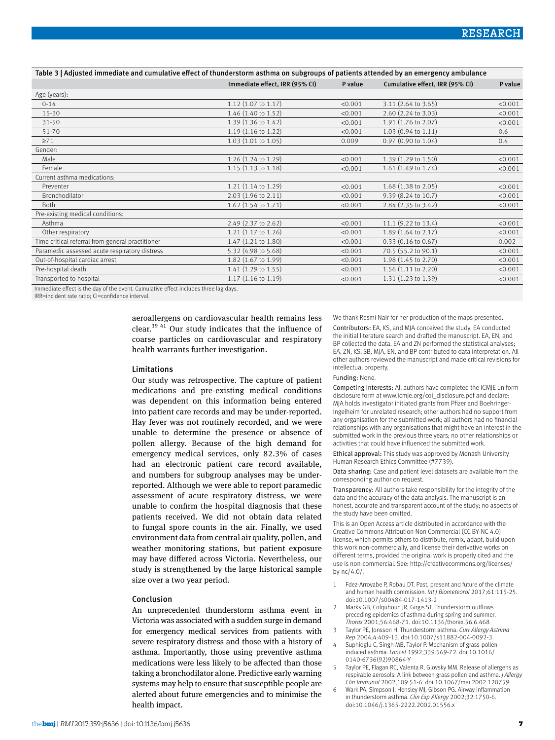Table 3 | Adjusted immediate and cumulative effect of thunderstorm asthma on subgroups of patients attended by an emergency ambulance

| | Immediate effect, IRR (95% CI) | P value | Cumulative effect, IRR (95% CI) | P value |
|---|---|---|---|---|
| Age (years): | | | | |
| 0-14 | 1.12 (1.07 to 1.17) | <0.001 | 3.11 (2.64 to 3.65) | <0.001 |
| 15-30 | 1.46 (1.40 to 1.52) | <0.001 | 2.60 (2.24 to 3.03) | <0.001 |
| 31-50 | 1.39 (1.36 to 1.42) | <0.001 | 1.91 (1.76 to 2.07) | <0.001 |
| 51-70 | 1.19 (1.16 to 1.22) | <0.001 | 1.03 (0.94 to 1.11) | 0.6 |
| ≥71 | 1.03 (1.01 to 1.05) | 0.009 | 0.97 (0.90 to 1.04) | 0.4 |
| Gender: | | | | |
| Male | 1.26 (1.24 to 1.29) | <0.001 | 1.39 (1.29 to 1.50) | <0.001 |
| Female | 1.15 (1.13 to 1.18) | <0.001 | 1.61 (1.49 to 1.74) | <0.001 |
| Current asthma medications: | | | | |
| Preventer | 1.21 (1.14 to 1.29) | <0.001 | 1.68 (1.38 to 2.05) | <0.001 |
| Bronchodilator | 2.03 (1.96 to 2.11) | <0.001 | 9.39 (8.24 to 10.7) | <0.001 |
| Both | 1.62 (1.54 to 1.71) | <0.001 | 2.84 (2.35 to 3.42) | <0.001 |
| Pre-existing medical conditions: | | | | |
| Asthma | 2.49 (2.37 to 2.62) | <0.001 | 11.1 (9.22 to 13.4) | <0.001 |
| Other respiratory | 1.21 (1.17 to 1.26) | <0.001 | 1.89 (1.64 to 2.17) | <0.001 |
| Time critical referral from general practitioner | 1.47 (1.21 to 1.80) | <0.001 | 0.33 (0.16 to 0.67) | 0.002 |
| Paramedic assessed acute respiratory distress | 5.32 (4.98 to 5.68) | <0.001 | 70.5 (55.2 to 90.1) | <0.001 |
| Out-of-hospital cardiac arrest | 1.82 (1.67 to 1.99) | <0.001 | 1.98 (1.45 to 2.70) | <0.001 |
| Pre-hospital death | 1.41 (1.29 to 1.55) | <0.001 | 1.56 (1.11 to 2.20) | <0.001 |
| Transported to hospital | 1.17 (1.16 to 1.19) | <0.001 | 1.31 (1.23 to 1.39) | <0.001 |

Immediate effect is the day of the event. Cumulative effect includes three lag days.
IRR=incident rate ratio; CI=confidence interval.

aeroallergens on cardiovascular health remains less clear.[39 41] Our study indicates that the influence of coarse particles on cardiovascular and respiratory health warrants further investigation.

### Limitations

Our study was retrospective. The capture of patient medications and pre-existing medical conditions was dependent on this information being entered into patient care records and may be under-reported. Hay fever was not routinely recorded, and we were unable to determine the presence or absence of pollen allergy. Because of the high demand for emergency medical services, only 82.3% of cases had an electronic patient care record available, and numbers for subgroup analyses may be under-reported. Although we were able to report paramedic assessment of acute respiratory distress, we were unable to confirm the hospital diagnosis that these patients received. We did not obtain data related to fungal spore counts in the air. Finally, we used environment data from central air quality, pollen, and weather monitoring stations, but patient exposure may have differed across Victoria. Nevertheless, our study is strengthened by the large historical sample size over a two year period.

### Conclusion

An unprecedented thunderstorm asthma event in Victoria was associated with a sudden surge in demand for emergency medical services from patients with severe respiratory distress and those with a history of asthma. Importantly, those using preventive asthma medications were less likely to be affected than those taking a bronchodilator alone. Predictive early warning systems may help to ensure that susceptible people are alerted about future emergencies and to minimise the health impact.

We thank Resmi Nair for her production of the maps presented.

**Contributors:** EA, KS, and MJA conceived the study. EA conducted the initial literature search and drafted the manuscript. EA, EN, and BP collected the data. EA and ZN performed the statistical analyses; EA, ZN, KS, SB, MJA, EN, and BP contributed to data interpretation. All other authors reviewed the manuscript and made critical revisions for intellectual property.

**Funding:** None.

**Competing interests:** All authors have completed the ICMJE uniform disclosure form at www.icmje.org/coi_disclosure.pdf and declare: MJA holds investigator initiated grants from Pfizer and Boehringer-Ingelheim for unrelated research; other authors had no support from any organisation for the submitted work; all authors had no financial relationships with any organisations that might have an interest in the submitted work in the previous three years; no other relationships or activities that could have influenced the submitted work.

**Ethical approval:** This study was approved by Monash University Human Research Ethics Committee (#7739).

**Data sharing:** Case and patient level datasets are available from the corresponding author on request.

**Transparency:** All authors take responsibility for the integrity of the data and the accuracy of the data analysis. The manuscript is an honest, accurate and transparent account of the study; no aspects of the study have been omitted.

This is an Open Access article distributed in accordance with the Creative Commons Attribution Non Commercial (CC BY-NC 4.0) license, which permits others to distribute, remix, adapt, build upon this work non-commercially, and license their derivative works on different terms, provided the original work is properly cited and the use is non-commercial. See: http://creativecommons.org/licenses/by-nc/4.0/.

1. Fdez-Arroyabe P, Robau DT. Past, present and future of the climate and human health commission. *Int J Biometeorol* 2017;61:115-25. doi:10.1007/s00484-017-1413-2
2. Marks GB, Colquhoun JR, Girgis ST. Thunderstorm outflows preceding epidemics of asthma during spring and summer. *Thorax* 2001;56:468-71. doi:10.1136/thorax.56.6.468
3. Taylor PE, Jonsson H. Thunderstorm asthma. *Curr Allergy Asthma Rep* 2004;4:409-13. doi:10.1007/s11882-004-0092-3
4. Suphioglu C, Singh MB, Taylor P. Mechanism of grass-pollen-induced asthma. *Lancet* 1992;339:569-72. doi:10.1016/0140-6736(92)90864-Y
5. Taylor PE, Flagan RC, Valenta R, Glovsky MM. Release of allergens as respirable aerosols: A link between grass pollen and asthma. *J Allergy Clin Immunol* 2002;109:51-6. doi:10.1067/mai.2002.120759
6. Wark PA, Simpson J, Hensley MJ, Gibson PG. Airway inflammation in thunderstorm asthma. *Clin Exp Allergy* 2002;32:1750-6. doi:10.1046/j.1365-2222.2002.01556.x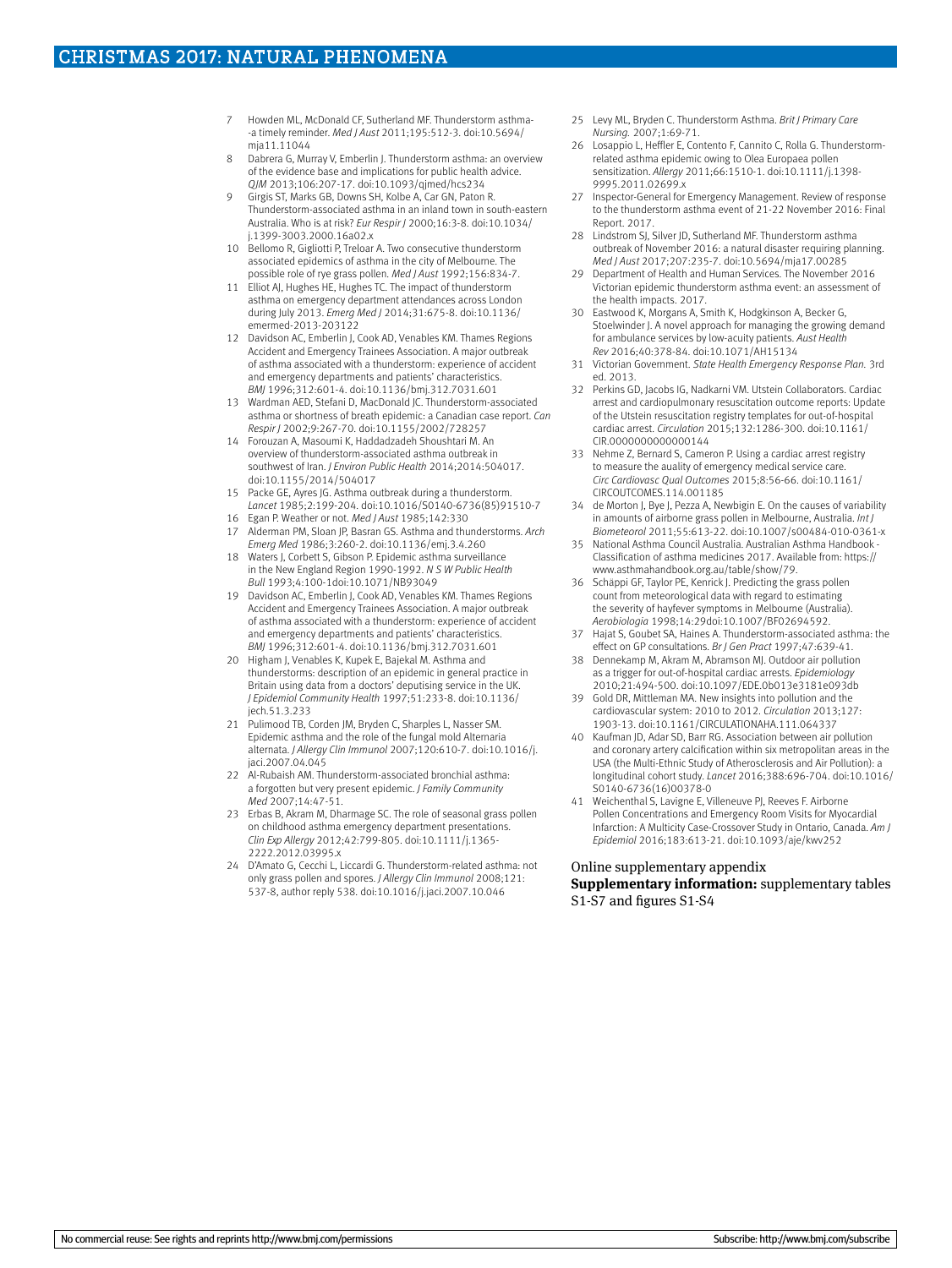7 Howden ML, McDonald CF, Sutherland MF. Thunderstorm asthma--a timely reminder. *Med J Aust* 2011;195:512-3. doi:10.5694/mja11.11044

8 Dabrera G, Murray V, Emberlin J. Thunderstorm asthma: an overview of the evidence base and implications for public health advice. *QJM* 2013;106:207-17. doi:10.1093/qjmed/hcs234

9 Girgis ST, Marks GB, Downs SH, Kolbe A, Car GN, Paton R. Thunderstorm-associated asthma in an inland town in south-eastern Australia. Who is at risk? *Eur Respir J* 2000;16:3-8. doi:10.1034/j.1399-3003.2000.16a02.x

10 Bellomo R, Gigliotti P, Treloar A. Two consecutive thunderstorm associated epidemics of asthma in the city of Melbourne. The possible role of rye grass pollen. *Med J Aust* 1992;156:834-7.

11 Elliot AJ, Hughes HE, Hughes TC. The impact of thunderstorm asthma on emergency department attendances across London during July 2013. *Emerg Med J* 2014;31:675-8. doi:10.1136/emermed-2013-203122

12 Davidson AC, Emberlin J, Cook AD, Venables KM. Thames Regions Accident and Emergency Trainees Association. A major outbreak of asthma associated with a thunderstorm: experience of accident and emergency departments and patients' characteristics. *BMJ* 1996;312:601-4. doi:10.1136/bmj.312.7031.601

13 Wardman AED, Stefani D, MacDonald JC. Thunderstorm-associated asthma or shortness of breath epidemic: a Canadian case report. *Can Respir J* 2002;9:267-70. doi:10.1155/2002/728257

14 Forouzan A, Masoumi K, Haddadzadeh Shoushtari M. An overview of thunderstorm-associated asthma outbreak in southwest of Iran. *J Environ Public Health* 2014;2014:504017. doi:10.1155/2014/504017

15 Packe GE, Ayres JG. Asthma outbreak during a thunderstorm. *Lancet* 1985;2:199-204. doi:10.1016/S0140-6736(85)91510-7

16 Egan P. Weather or not. *Med J Aust* 1985;142:330

17 Alderman PM, Sloan JP, Basran GS. Asthma and thunderstorms. *Arch Emerg Med* 1986;3:260-2. doi:10.1136/emj.3.4.260

18 Waters J, Corbett S, Gibson P. Epidemic asthma surveillance in the New England Region 1990-1992. *N S W Public Health Bull* 1993;4:100-1doi:10.1071/NB93049

19 Davidson AC, Emberlin J, Cook AD, Venables KM. Thames Regions Accident and Emergency Trainees Association. A major outbreak of asthma associated with a thunderstorm: experience of accident and emergency departments and patients' characteristics. *BMJ* 1996;312:601-4. doi:10.1136/bmj.312.7031.601

20 Higham J, Venables K, Kupek E, Bajekal M. Asthma and thunderstorms: description of an epidemic in general practice in Britain using data from a doctors' deputising service in the UK. *J Epidemiol Community Health* 1997;51:233-8. doi:10.1136/jech.51.3.233

21 Pulimood TB, Corden JM, Bryden C, Sharples L, Nasser SM. Epidemic asthma and the role of the fungal mold Alternaria alternata. *J Allergy Clin Immunol* 2007;120:610-7. doi:10.1016/j.jaci.2007.04.045

22 Al-Rubaish AM. Thunderstorm-associated bronchial asthma: a forgotten but very present epidemic. *J Family Community Med* 2007;14:47-51.

23 Erbas B, Akram M, Dharmage SC. The role of seasonal grass pollen on childhood asthma emergency department presentations. *Clin Exp Allergy* 2012;42:799-805. doi:10.1111/j.1365-2222.2012.03995.x

24 D'Amato G, Cecchi L, Liccardi G. Thunderstorm-related asthma: not only grass pollen and spores. *J Allergy Clin Immunol* 2008;121:537-8, author reply 538. doi:10.1016/j.jaci.2007.10.046

25 Levy ML, Bryden C. Thunderstorm Asthma. *Brit J Primary Care Nursing.* 2007;1:69-71.

26 Losappio L, Heffler E, Contento F, Cannito C, Rolla G. Thunderstorm-related asthma epidemic owing to Olea Europaea pollen sensitization. *Allergy* 2011;66:1510-1. doi:10.1111/j.1398-9995.2011.02699.x

27 Inspector-General for Emergency Management. Review of response to the thunderstorm asthma event of 21-22 November 2016: Final Report. 2017.

28 Lindstrom SJ, Silver JD, Sutherland MF. Thunderstorm asthma outbreak of November 2016: a natural disaster requiring planning. *Med J Aust* 2017;207:235-7. doi:10.5694/mja17.00285

29 Department of Health and Human Services. The November 2016 Victorian epidemic thunderstorm asthma event: an assessment of the health impacts. 2017.

30 Eastwood K, Morgans A, Smith K, Hodgkinson A, Becker G, Stoelwinder J. A novel approach for managing the growing demand for ambulance services by low-acuity patients. *Aust Health Rev* 2016;40:378-84. doi:10.1071/AH15134

31 Victorian Government. *State Health Emergency Response Plan.* 3rd ed. 2013.

32 Perkins GD, Jacobs IG, Nadkarni VM. Utstein Collaborators. Cardiac arrest and cardiopulmonary resuscitation outcome reports: Update of the Utstein resuscitation registry templates for out-of-hospital cardiac arrest. *Circulation* 2015;132:1286-300. doi:10.1161/CIR.0000000000000144

33 Nehme Z, Bernard S, Cameron P. Using a cardiac arrest registry to measure the auality of emergency medical service care. *Circ Cardiovasc Qual Outcomes* 2015;8:56-66. doi:10.1161/CIRCOUTCOMES.114.001185

34 de Morton J, Bye J, Pezza A, Newbigin E. On the causes of variability in amounts of airborne grass pollen in Melbourne, Australia. *Int J Biometeorol* 2011;55:613-22. doi:10.1007/s00484-010-0361-x

35 National Asthma Council Australia. Australian Asthma Handbook - Classification of asthma medicines 2017. Available from: https://www.asthmahandbook.org.au/table/show/79.

36 Schäppi GF, Taylor PE, Kenrick J. Predicting the grass pollen count from meteorological data with regard to estimating the severity of hayfever symptoms in Melbourne (Australia). *Aerobiologia* 1998;14:29doi:10.1007/BF02694592.

37 Hajat S, Goubet SA, Haines A. Thunderstorm-associated asthma: the effect on GP consultations. *Br J Gen Pract* 1997;47:639-41.

38 Dennekamp M, Akram M, Abramson MJ. Outdoor air pollution as a trigger for out-of-hospital cardiac arrests. *Epidemiology* 2010;21:494-500. doi:10.1097/EDE.0b013e3181e093db

39 Gold DR, Mittleman MA. New insights into pollution and the cardiovascular system: 2010 to 2012. *Circulation* 2013;127:1903-13. doi:10.1161/CIRCULATIONAHA.111.064337

40 Kaufman JD, Adar SD, Barr RG. Association between air pollution and coronary artery calcification within six metropolitan areas in the USA (the Multi-Ethnic Study of Atherosclerosis and Air Pollution): a longitudinal cohort study. *Lancet* 2016;388:696-704. doi:10.1016/S0140-6736(16)00378-0

41 Weichenthal S, Lavigne E, Villeneuve PJ, Reeves F. Airborne Pollen Concentrations and Emergency Room Visits for Myocardial Infarction: A Multicity Case-Crossover Study in Ontario, Canada. *Am J Epidemiol* 2016;183:613-21. doi:10.1093/aje/kwv252

Online supplementary appendix

**Supplementary information:** supplementary tables S1-S7 and figures S1-S4